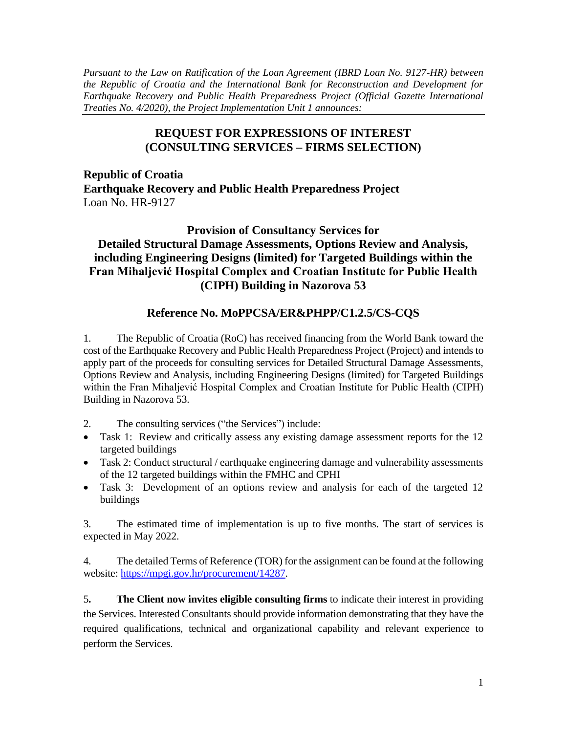*Pursuant to the Law on Ratification of the Loan Agreement (IBRD Loan No. 9127-HR) between the Republic of Croatia and the International Bank for Reconstruction and Development for Earthquake Recovery and Public Health Preparedness Project (Official Gazette International Treaties No. 4/2020), the Project Implementation Unit 1 announces:*

# REQUEST FOR EXPRESSIONS OF INTEREST (CONSULTING SERVICES – FIRMS SELECTION)

**Republic of Croatia**
**Earthquake Recovery and Public Health Preparedness Project**
Loan No. HR-9127

## Provision of Consultancy Services for Detailed Structural Damage Assessments, Options Review and Analysis, including Engineering Designs (limited) for Targeted Buildings within the Fran Mihaljević Hospital Complex and Croatian Institute for Public Health (CIPH) Building in Nazorova 53

## Reference No. MoPPCSA/ER&PHPP/C1.2.5/CS-CQS

1. The Republic of Croatia (RoC) has received financing from the World Bank toward the cost of the Earthquake Recovery and Public Health Preparedness Project (Project) and intends to apply part of the proceeds for consulting services for Detailed Structural Damage Assessments, Options Review and Analysis, including Engineering Designs (limited) for Targeted Buildings within the Fran Mihaljević Hospital Complex and Croatian Institute for Public Health (CIPH) Building in Nazorova 53.

2. The consulting services ("the Services") include:

- Task 1: Review and critically assess any existing damage assessment reports for the 12 targeted buildings
- Task 2: Conduct structural / earthquake engineering damage and vulnerability assessments of the 12 targeted buildings within the FMHC and CPHI
- Task 3: Development of an options review and analysis for each of the targeted 12 buildings

3. The estimated time of implementation is up to five months. The start of services is expected in May 2022.

4. The detailed Terms of Reference (TOR) for the assignment can be found at the following website: [https://mpgi.gov.hr/procurement/14287](https://mpgi.gov.hr/procurement/14287).

5. **The Client now invites eligible consulting firms** to indicate their interest in providing the Services. Interested Consultants should provide information demonstrating that they have the required qualifications, technical and organizational capability and relevant experience to perform the Services.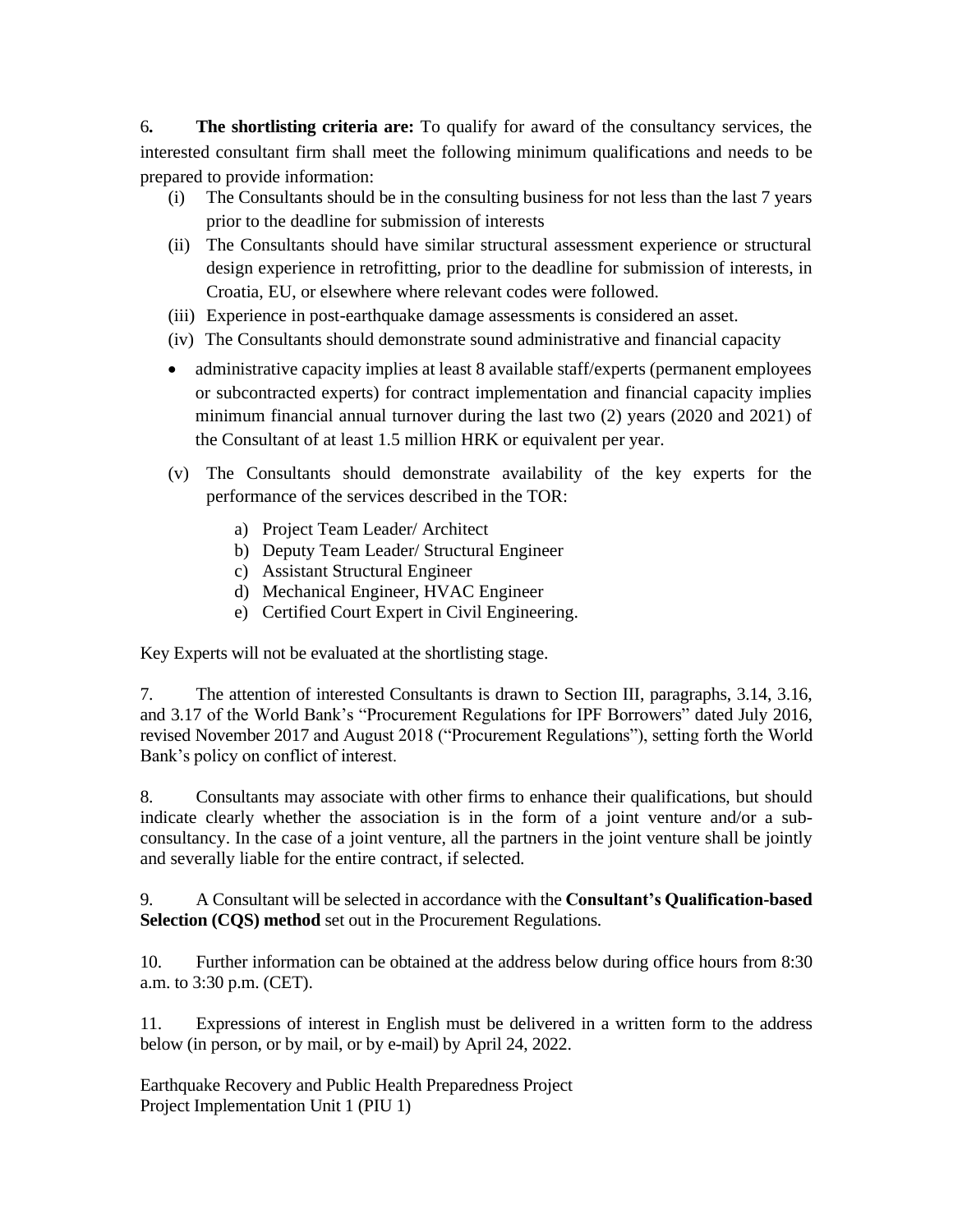6**.** **The shortlisting criteria are:** To qualify for award of the consultancy services, the interested consultant firm shall meet the following minimum qualifications and needs to be prepared to provide information:

(i) The Consultants should be in the consulting business for not less than the last 7 years prior to the deadline for submission of interests

(ii) The Consultants should have similar structural assessment experience or structural design experience in retrofitting, prior to the deadline for submission of interests, in Croatia, EU, or elsewhere where relevant codes were followed.

(iii) Experience in post-earthquake damage assessments is considered an asset.

(iv) The Consultants should demonstrate sound administrative and financial capacity

- administrative capacity implies at least 8 available staff/experts (permanent employees or subcontracted experts) for contract implementation and financial capacity implies minimum financial annual turnover during the last two (2) years (2020 and 2021) of the Consultant of at least 1.5 million HRK or equivalent per year.

(v) The Consultants should demonstrate availability of the key experts for the performance of the services described in the TOR:

a) Project Team Leader/ Architect
b) Deputy Team Leader/ Structural Engineer
c) Assistant Structural Engineer
d) Mechanical Engineer, HVAC Engineer
e) Certified Court Expert in Civil Engineering.

Key Experts will not be evaluated at the shortlisting stage.

7. The attention of interested Consultants is drawn to Section III, paragraphs, 3.14, 3.16, and 3.17 of the World Bank's "Procurement Regulations for IPF Borrowers" dated July 2016, revised November 2017 and August 2018 ("Procurement Regulations"), setting forth the World Bank's policy on conflict of interest.

8. Consultants may associate with other firms to enhance their qualifications, but should indicate clearly whether the association is in the form of a joint venture and/or a sub-consultancy. In the case of a joint venture, all the partners in the joint venture shall be jointly and severally liable for the entire contract, if selected.

9. A Consultant will be selected in accordance with the **Consultant's Qualification-based Selection (CQS) method** set out in the Procurement Regulations.

10. Further information can be obtained at the address below during office hours from 8:30 a.m. to 3:30 p.m. (CET).

11. Expressions of interest in English must be delivered in a written form to the address below (in person, or by mail, or by e-mail) by April 24, 2022.

Earthquake Recovery and Public Health Preparedness Project
Project Implementation Unit 1 (PIU 1)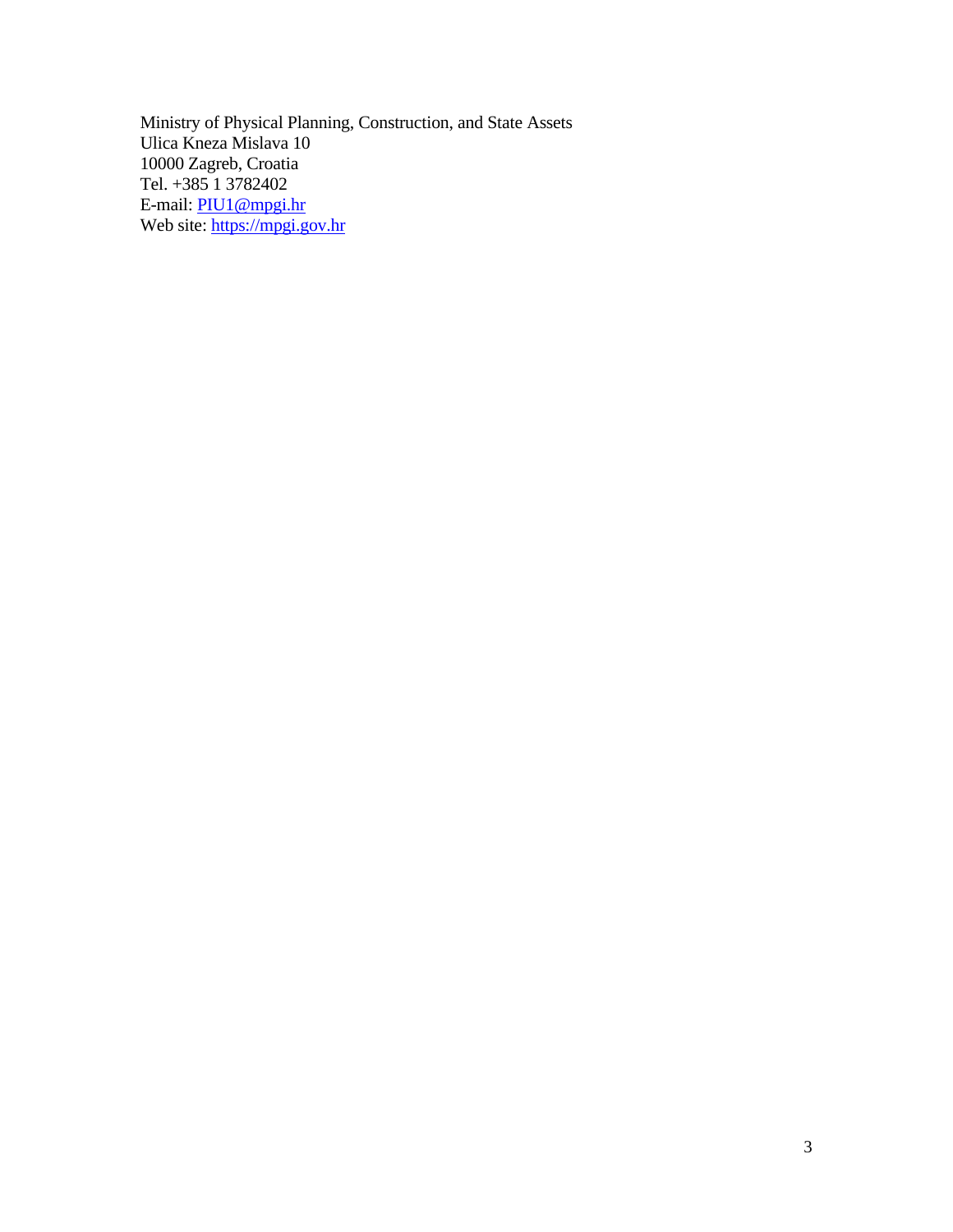Ministry of Physical Planning, Construction, and State Assets
Ulica Kneza Mislava 10
10000 Zagreb, Croatia
Tel. +385 1 3782402
E-mail: [PIU1@mpgi.hr](mailto:PIU1@mpgi.hr)
Web site: [https://mpgi.gov.hr](https://mpgi.gov.hr)